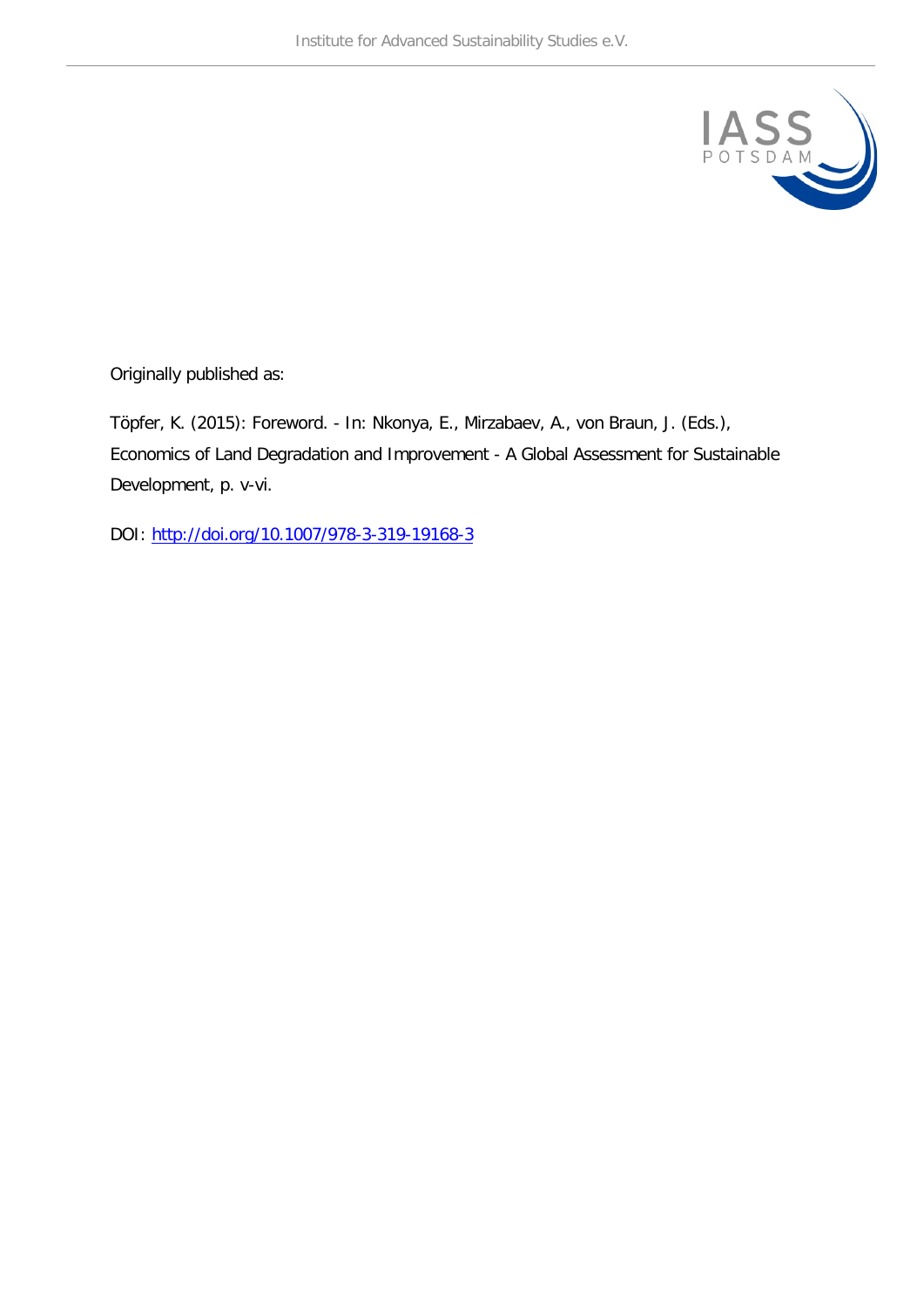Originally published as:

Töpfer, K. (2015): Foreword. - In: Nkonya, E., Mirzabaev, A., von Braun, J. (Eds.), Economics of Land Degradation and Improvement - A Global Assessment for Sustainable Development, p. v-vi.

DOI: http://doi.org/10.1007/978-3-319-19168-3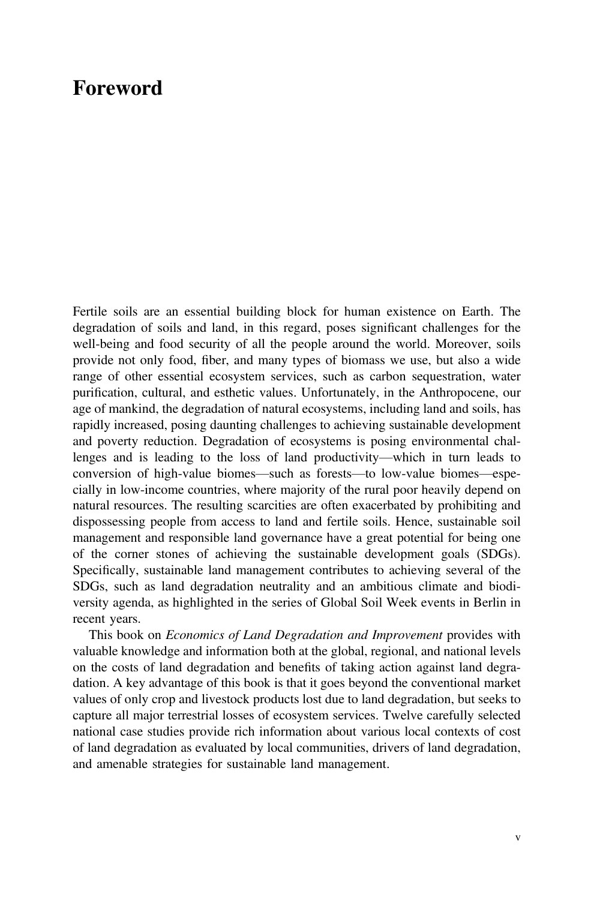# Foreword

Fertile soils are an essential building block for human existence on Earth. The degradation of soils and land, in this regard, poses significant challenges for the well-being and food security of all the people around the world. Moreover, soils provide not only food, fiber, and many types of biomass we use, but also a wide range of other essential ecosystem services, such as carbon sequestration, water purification, cultural, and esthetic values. Unfortunately, in the Anthropocene, our age of mankind, the degradation of natural ecosystems, including land and soils, has rapidly increased, posing daunting challenges to achieving sustainable development and poverty reduction. Degradation of ecosystems is posing environmental challenges and is leading to the loss of land productivity—which in turn leads to conversion of high-value biomes—such as forests—to low-value biomes—especially in low-income countries, where majority of the rural poor heavily depend on natural resources. The resulting scarcities are often exacerbated by prohibiting and dispossessing people from access to land and fertile soils. Hence, sustainable soil management and responsible land governance have a great potential for being one of the corner stones of achieving the sustainable development goals (SDGs). Specifically, sustainable land management contributes to achieving several of the SDGs, such as land degradation neutrality and an ambitious climate and biodiversity agenda, as highlighted in the series of Global Soil Week events in Berlin in recent years.

This book on *Economics of Land Degradation and Improvement* provides with valuable knowledge and information both at the global, regional, and national levels on the costs of land degradation and benefits of taking action against land degradation. A key advantage of this book is that it goes beyond the conventional market values of only crop and livestock products lost due to land degradation, but seeks to capture all major terrestrial losses of ecosystem services. Twelve carefully selected national case studies provide rich information about various local contexts of cost of land degradation as evaluated by local communities, drivers of land degradation, and amenable strategies for sustainable land management.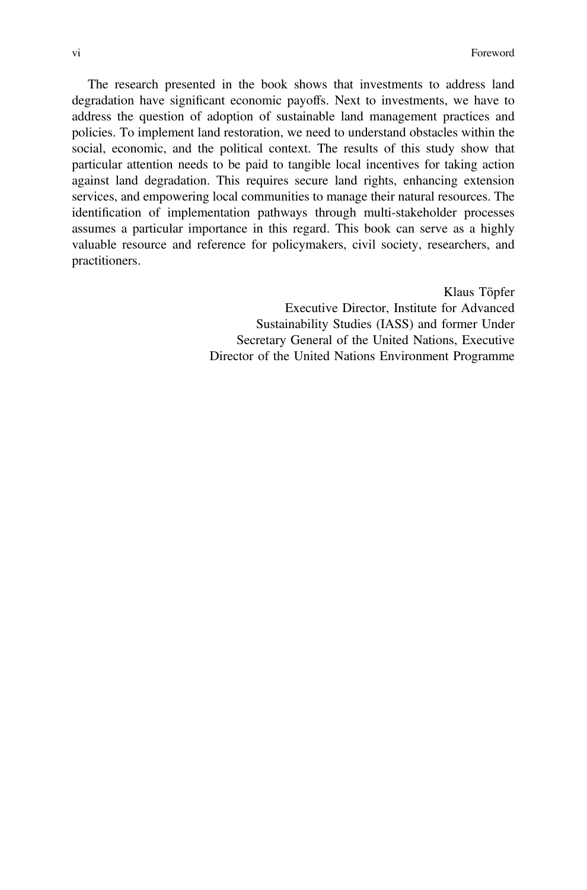The research presented in the book shows that investments to address land degradation have significant economic payoffs. Next to investments, we have to address the question of adoption of sustainable land management practices and policies. To implement land restoration, we need to understand obstacles within the social, economic, and the political context. The results of this study show that particular attention needs to be paid to tangible local incentives for taking action against land degradation. This requires secure land rights, enhancing extension services, and empowering local communities to manage their natural resources. The identification of implementation pathways through multi-stakeholder processes assumes a particular importance in this regard. This book can serve as a highly valuable resource and reference for policymakers, civil society, researchers, and practitioners.

Klaus Töpfer
Executive Director, Institute for Advanced Sustainability Studies (IASS) and former Under Secretary General of the United Nations, Executive Director of the United Nations Environment Programme